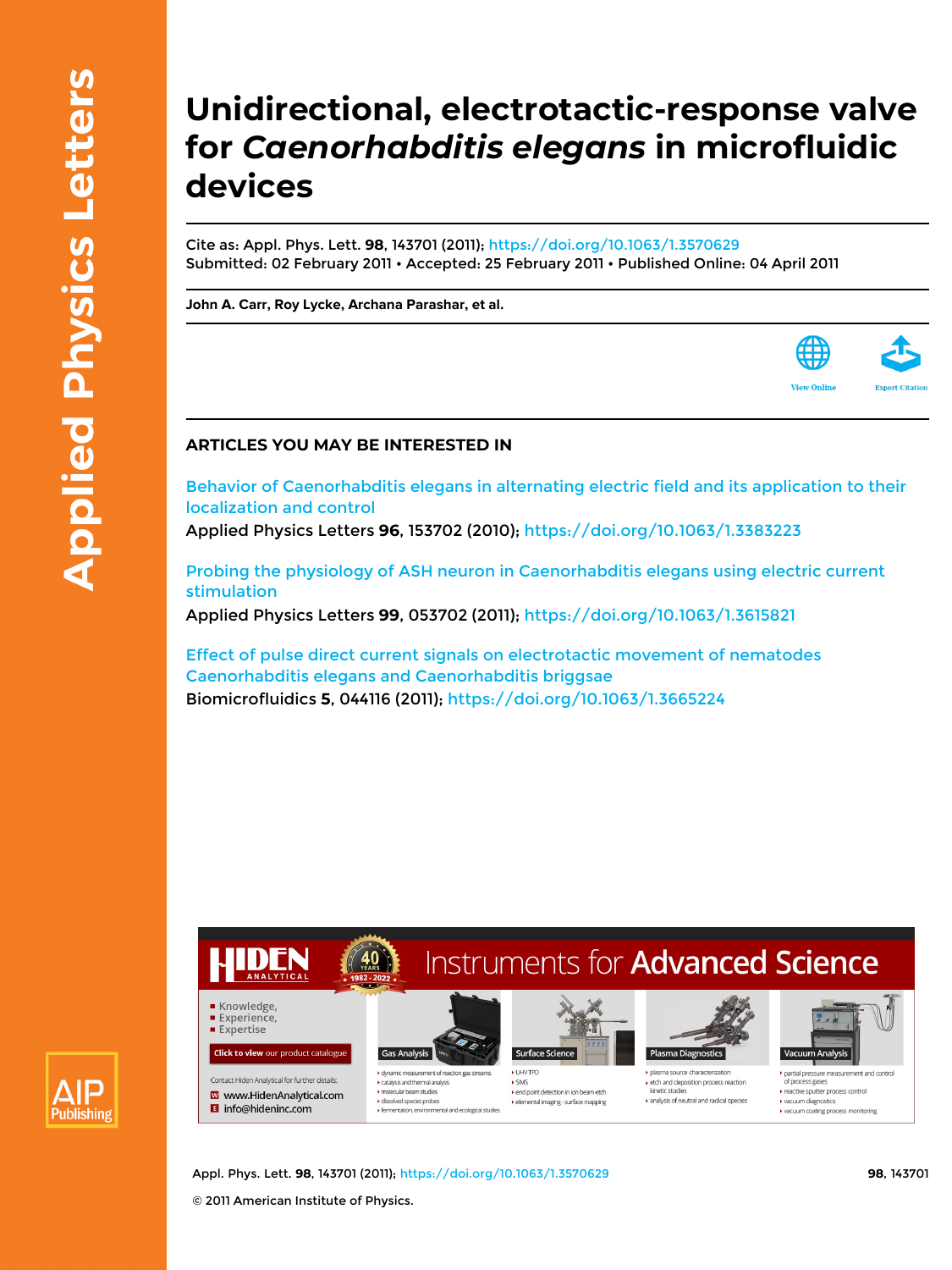# Unidirectional, electrotactic-response valve for *Caenorhabditis elegans* in microfluidic devices

Cite as: Appl. Phys. Lett. **98**, 143701 (2011); https://doi.org/10.1063/1.3570629
Submitted: 02 February 2011 • Accepted: 25 February 2011 • Published Online: 04 April 2011

**John A. Carr, Roy Lycke, Archana Parashar, et al.**

View Online | Export Citation

## ARTICLES YOU MAY BE INTERESTED IN

Behavior of Caenorhabditis elegans in alternating electric field and its application to their localization and control
Applied Physics Letters **96**, 153702 (2010); https://doi.org/10.1063/1.3383223

Probing the physiology of ASH neuron in Caenorhabditis elegans using electric current stimulation
Applied Physics Letters **99**, 053702 (2011); https://doi.org/10.1063/1.3615821

Effect of pulse direct current signals on electrotactic movement of nematodes Caenorhabditis elegans and Caenorhabditis briggsae
Biomicrofluidics **5**, 044116 (2011); https://doi.org/10.1063/1.3665224

© 2011 American Institute of Physics.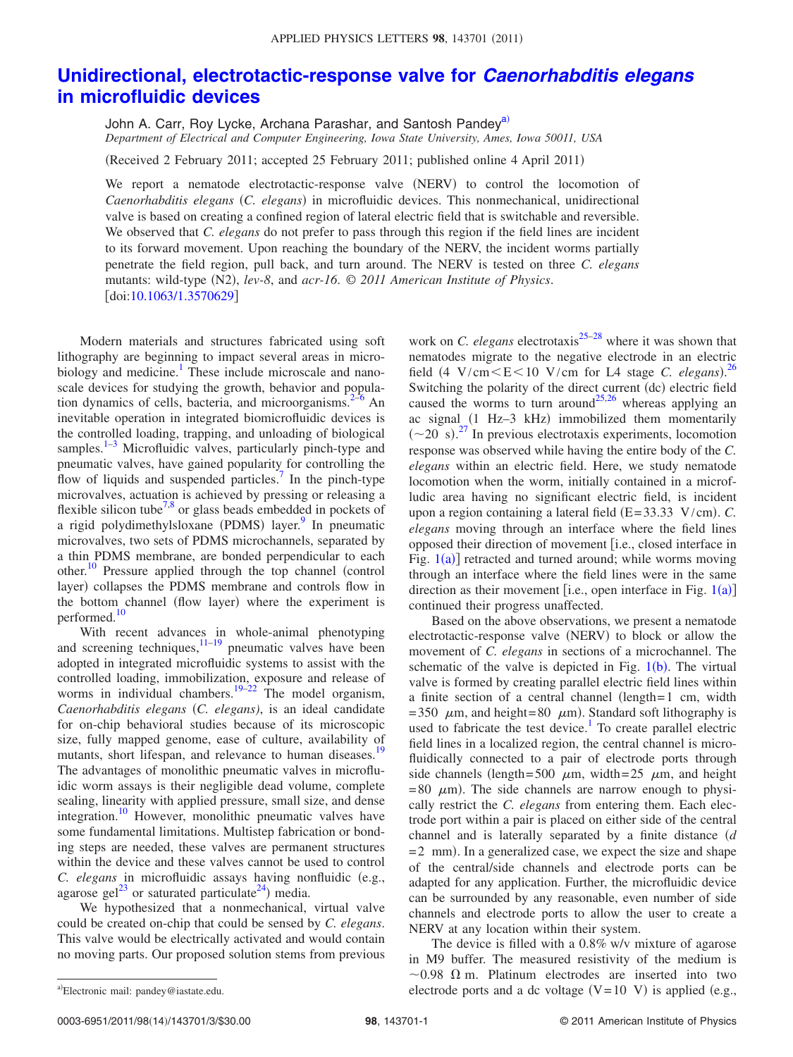# Unidirectional, electrotactic-response valve for *Caenorhabditis elegans* in microfluidic devices

John A. Carr, Roy Lycke, Archana Parashar, and Santosh Pandey[a)]

*Department of Electrical and Computer Engineering, Iowa State University, Ames, Iowa 50011, USA*

(Received 2 February 2011; accepted 25 February 2011; published online 4 April 2011)

We report a nematode electrotactic-response valve (NERV) to control the locomotion of *Caenorhabditis elegans* (*C. elegans*) in microfluidic devices. This nonmechanical, unidirectional valve is based on creating a confined region of lateral electric field that is switchable and reversible. We observed that *C. elegans* do not prefer to pass through this region if the field lines are incident to its forward movement. Upon reaching the boundary of the NERV, the incident worms partially penetrate the field region, pull back, and turn around. The NERV is tested on three *C. elegans* mutants: wild-type (N2), *lev-8*, and *acr-16*. © *2011 American Institute of Physics*. [doi:10.1063/1.3570629]

Modern materials and structures fabricated using soft lithography are beginning to impact several areas in microbiology and medicine.[1] These include microscale and nanoscale devices for studying the growth, behavior and population dynamics of cells, bacteria, and microorganisms.[2–6] An inevitable operation in integrated biomicrofluidic devices is the controlled loading, trapping, and unloading of biological samples.[1–3] Microfluidic valves, particularly pinch-type and pneumatic valves, have gained popularity for controlling the flow of liquids and suspended particles.[7] In the pinch-type microvalves, actuation is achieved by pressing or releasing a flexible silicon tube[7,8] or glass beads embedded in pockets of a rigid polydimethylsloxane (PDMS) layer.[9] In pneumatic microvalves, two sets of PDMS microchannels, separated by a thin PDMS membrane, are bonded perpendicular to each other.[10] Pressure applied through the top channel (control layer) collapses the PDMS membrane and controls flow in the bottom channel (flow layer) where the experiment is performed.[10]

With recent advances in whole-animal phenotyping and screening techniques,[11–19] pneumatic valves have been adopted in integrated microfluidic systems to assist with the controlled loading, immobilization, exposure and release of worms in individual chambers.[19–22] The model organism, *Caenorhabditis elegans* (*C. elegans*), is an ideal candidate for on-chip behavioral studies because of its microscopic size, fully mapped genome, ease of culture, availability of mutants, short lifespan, and relevance to human diseases.[19] The advantages of monolithic pneumatic valves in microfluidic worm assays is their negligible dead volume, complete sealing, linearity with applied pressure, small size, and dense integration.[10] However, monolithic pneumatic valves have some fundamental limitations. Multistep fabrication or bonding steps are needed, these valves are permanent structures within the device and these valves cannot be used to control *C. elegans* in microfluidic assays having nonfluidic (e.g., agarose gel[23] or saturated particulate[24]) media.

We hypothesized that a nonmechanical, virtual valve could be created on-chip that could be sensed by *C. elegans*. This valve would be electrically activated and would contain no moving parts. Our proposed solution stems from previous work on *C. elegans* electrotaxis[25–28] where it was shown that nematodes migrate to the negative electrode in an electric field ($4\ \mathrm{V/cm} < E < 10\ \mathrm{V/cm}$ for L4 stage *C. elegans*).[26] Switching the polarity of the direct current (dc) electric field caused the worms to turn around[25,26] whereas applying an ac signal (1 Hz–3 kHz) immobilized them momentarily (~20 s).[27] In previous electrotaxis experiments, locomotion response was observed while having the entire body of the *C. elegans* within an electric field. Here, we study nematode locomotion when the worm, initially contained in a microfluidic area having no significant electric field, is incident upon a region containing a lateral field ($E = 33.33\ \mathrm{V/cm}$). *C. elegans* moving through an interface where the field lines opposed their direction of movement [i.e., closed interface in Fig. 1(a)] retracted and turned around; while worms moving through an interface where the field lines were in the same direction as their movement [i.e., open interface in Fig. 1(a)] continued their progress unaffected.

Based on the above observations, we present a nematode electrotactic-response valve (NERV) to block or allow the movement of *C. elegans* in sections of a microchannel. The schematic of the valve is depicted in Fig. 1(b). The virtual valve is formed by creating parallel electric field lines within a finite section of a central channel (length = 1 cm, width = 350 μm, and height = 80 μm). Standard soft lithography is used to fabricate the test device.[1] To create parallel electric field lines in a localized region, the central channel is microfluidically connected to a pair of electrode ports through side channels (length = 500 μm, width = 25 μm, and height = 80 μm). The side channels are narrow enough to physically restrict the *C. elegans* from entering them. Each electrode port within a pair is placed on either side of the central channel and is laterally separated by a finite distance ($d = 2$ mm). In a generalized case, we expect the size and shape of the central/side channels and electrode ports can be adapted for any application. Further, the microfluidic device can be surrounded by any reasonable, even number of side channels and electrode ports to allow the user to create a NERV at any location within their system.

The device is filled with a 0.8% w/v mixture of agarose in M9 buffer. The measured resistivity of the medium is ~0.98 Ω m. Platinum electrodes are inserted into two electrode ports and a dc voltage ($V = 10$ V) is applied (e.g.,

[a)]Electronic mail: pandey@iastate.edu.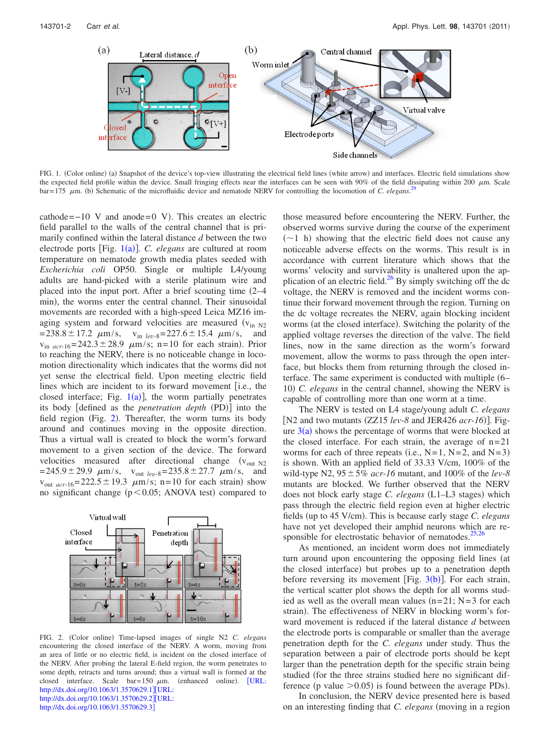FIG. 1. (Color online) (a) Snapshot of the device's top-view illustrating the electrical field lines (white arrow) and interfaces. Electric field simulations show the expected field profile within the device. Small fringing effects near the interfaces can be seen with 90% of the field dissipating within 200 μm. Scale bar=175 μm. (b) Schematic of the microfluidic device and nematode NERV for controlling the locomotion of *C. elegans*.[29]

cathode=−10 V and anode=0 V). This creates an electric field parallel to the walls of the central channel that is primarily confined within the lateral distance *d* between the two electrode ports [Fig. 1(a)]. *C. elegans* are cultured at room temperature on nematode growth media plates seeded with *Escherichia coli* OP50. Single or multiple L4/young adults are hand-picked with a sterile platinum wire and placed into the input port. After a brief scouting time (2–4 min), the worms enter the central channel. Their sinusoidal movements are recorded with a high-speed Leica MZ16 imaging system and forward velocities are measured ($v_{in\ N2}$ $=238.8\pm17.2$ μm/s, $v_{in\ lev\text{-}8}=227.6\pm15.4$ μm/s, and $v_{in\ acr\text{-}16}=242.3\pm28.9$ μm/s; n=10 for each strain). Prior to reaching the NERV, there is no noticeable change in locomotion directionality which indicates that the worms did not yet sense the electrical field. Upon meeting electric field lines which are incident to its forward movement [i.e., the closed interface; Fig. 1(a)], the worm partially penetrates its body [defined as the *penetration depth* (PD)] into the field region (Fig. 2). Thereafter, the worm turns its body around and continues moving in the opposite direction. Thus a virtual wall is created to block the worm's forward movement to a given section of the device. The forward velocities measured after directional change ($v_{out\ N2}$ $=245.9\pm29.9$ μm/s, $v_{out\ lev\text{-}8}=235.8\pm27.7$ μm/s, and $v_{out\ acr\text{-}16}=222.5\pm19.3$ μm/s; n=10 for each strain) show no significant change ($p<0.05$; ANOVA test) compared to those measured before encountering the NERV. Further, the observed worms survive during the course of the experiment (~1 h) showing that the electric field does not cause any noticeable adverse effects on the worms. This result is in accordance with current literature which shows that the worms' velocity and survivability is unaltered upon the application of an electric field.[26] By simply switching off the dc voltage, the NERV is removed and the incident worms continue their forward movement through the region. Turning on the dc voltage recreates the NERV, again blocking incident worms (at the closed interface). Switching the polarity of the applied voltage reverses the direction of the valve. The field lines, now in the same direction as the worm's forward movement, allow the worms to pass through the open interface, but blocks them from returning through the closed interface. The same experiment is conducted with multiple (6–10) *C. elegans* in the central channel, showing the NERV is capable of controlling more than one worm at a time.

FIG. 2. (Color online) Time-lapsed images of single N2 *C. elegans* encountering the closed interface of the NERV. A worm, moving from an area of little or no electric field, is incident on the closed interface of the NERV. After probing the lateral E-field region, the worm penetrates to some depth, retracts and turns around; thus a virtual wall is formed at the closed interface. Scale bar=150 μm. (enhanced online). [URL: http://dx.doi.org/10.1063/1.3570629.1][URL: http://dx.doi.org/10.1063/1.3570629.2][URL: http://dx.doi.org/10.1063/1.3570629.3]

The NERV is tested on L4 stage/young adult *C. elegans* [N2 and two mutants (ZZ15 *lev-8* and JER426 *acr-16*)]. Figure 3(a) shows the percentage of worms that were blocked at the closed interface. For each strain, the average of n=21 worms for each of three repeats (i.e., N=1, N=2, and N=3) is shown. With an applied field of 33.33 V/cm, 100% of the wild-type N2, 95±5% *acr-16* mutant, and 100% of the *lev-8* mutants are blocked. We further observed that the NERV does not block early stage *C. elegans* (L1–L3 stages) which pass through the electric field region even at higher electric fields (up to 45 V/cm). This is because early stage *C. elegans* have not yet developed their amphid neurons which are responsible for electrostatic behavior of nematodes.[25,26]

As mentioned, an incident worm does not immediately turn around upon encountering the opposing field lines (at the closed interface) but probes up to a penetration depth before reversing its movement [Fig. 3(b)]. For each strain, the vertical scatter plot shows the depth for all worms studied as well as the overall mean values (n=21; N=3 for each strain). The effectiveness of NERV in blocking worm's forward movement is reduced if the lateral distance *d* between the electrode ports is comparable or smaller than the average penetration depth for the *C. elegans* under study. Thus the separation between a pair of electrode ports should be kept larger than the penetration depth for the specific strain being studied (for the three strains studied here no significant difference (p value >0.05) is found between the average PDs).

In conclusion, the NERV device presented here is based on an interesting finding that *C. elegans* (moving in a region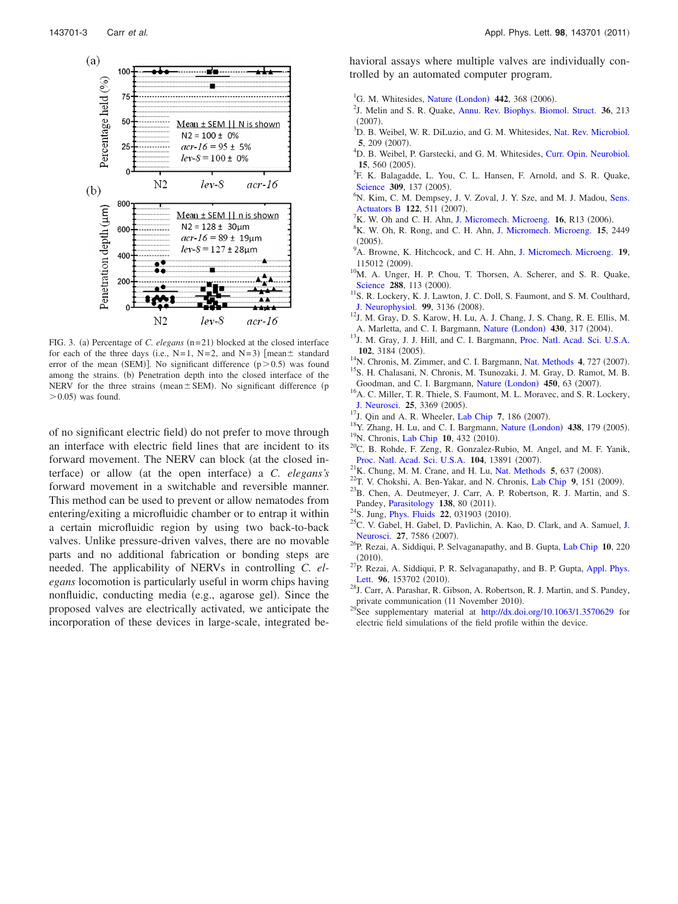(a)

Percentage held (%)

100

75

50

25

0

Mean ± SEM || N is shown

N2 = 100 ± 0%

*acr-16* = 95 ± 5%

*lev-8* = 100 ± 0%

N2 *lev-8* *acr-16*

(b)

Penetration depth (μm)

800

600

400

200

0

Mean ± SEM || n is shown

N2 = 128 ± 30μm

*acr-16* = 89 ± 19μm

*lev-8* = 127 ± 28μm

N2 *lev-8* *acr-16*

FIG. 3. (a) Percentage of *C. elegans* (n=21) blocked at the closed interface for each of the three days (i.e., N=1, N=2, and N=3) [mean± standard error of the mean (SEM)]. No significant difference ($p>0.5$) was found among the strains. (b) Penetration depth into the closed interface of the NERV for the three strains (mean±SEM). No significant difference ($p>0.05$) was found.

of no significant electric field) do not prefer to move through an interface with electric field lines that are incident to its forward movement. The NERV can block (at the closed interface) or allow (at the open interface) a *C. elegans's* forward movement in a switchable and reversible manner. This method can be used to prevent or allow nematodes from entering/exiting a microfluidic chamber or to entrap it within a certain microfluidic region by using two back-to-back valves. Unlike pressure-driven valves, there are no movable parts and no additional fabrication or bonding steps are needed. The applicability of NERVs in controlling *C. elegans* locomotion is particularly useful in worm chips having nonfluidic, conducting media (e.g., agarose gel). Since the proposed valves are electrically activated, we anticipate the incorporation of these devices in large-scale, integrated behavioral assays where multiple valves are individually controlled by an automated computer program.

[1] G. M. Whitesides, Nature (London) **442**, 368 (2006).
[2] J. Melin and S. R. Quake, Annu. Rev. Biophys. Biomol. Struct. **36**, 213 (2007).
[3] D. B. Weibel, W. R. DiLuzio, and G. M. Whitesides, Nat. Rev. Microbiol. **5**, 209 (2007).
[4] D. B. Weibel, P. Garstecki, and G. M. Whitesides, Curr. Opin. Neurobiol. **15**, 560 (2005).
[5] F. K. Balagadde, L. You, C. L. Hansen, F. Arnold, and S. R. Quake, Science **309**, 137 (2005).
[6] N. Kim, C. M. Dempsey, J. V. Zoval, J. Y. Sze, and M. J. Madou, Sens. Actuators B **122**, 511 (2007).
[7] K. W. Oh and C. H. Ahn, J. Micromech. Microeng. **16**, R13 (2006).
[8] K. W. Oh, R. Rong, and C. H. Ahn, J. Micromech. Microeng. **15**, 2449 (2005).
[9] A. Browne, K. Hitchcock, and C. H. Ahn, J. Micromech. Microeng. **19**, 115012 (2009).
[10] M. A. Unger, H. P. Chou, T. Thorsen, A. Scherer, and S. R. Quake, Science **288**, 113 (2000).
[11] S. R. Lockery, K. J. Lawton, J. C. Doll, S. Faumont, and S. M. Coulthard, J. Neurophysiol. **99**, 3136 (2008).
[12] J. M. Gray, D. S. Karow, H. Lu, A. J. Chang, J. S. Chang, R. E. Ellis, M. A. Marletta, and C. I. Bargmann, Nature (London) **430**, 317 (2004).
[13] J. M. Gray, J. J. Hill, and C. I. Bargmann, Proc. Natl. Acad. Sci. U.S.A. **102**, 3184 (2005).
[14] N. Chronis, M. Zimmer, and C. I. Bargmann, Nat. Methods **4**, 727 (2007).
[15] S. H. Chalasani, N. Chronis, M. Tsunozaki, J. M. Gray, D. Ramot, M. B. Goodman, and C. I. Bargmann, Nature (London) **450**, 63 (2007).
[16] A. C. Miller, T. R. Thiele, S. Faumont, M. L. Moravec, and S. R. Lockery, J. Neurosci. **25**, 3369 (2005).
[17] J. Qin and A. R. Wheeler, Lab Chip **7**, 186 (2007).
[18] Y. Zhang, H. Lu, and C. I. Bargmann, Nature (London) **438**, 179 (2005).
[19] N. Chronis, Lab Chip **10**, 432 (2010).
[20] C. B. Rohde, F. Zeng, R. Gonzalez-Rubio, M. Angel, and M. F. Yanik, Proc. Natl. Acad. Sci. U.S.A. **104**, 13891 (2007).
[21] K. Chung, M. M. Crane, and H. Lu, Nat. Methods **5**, 637 (2008).
[22] T. V. Chokshi, A. Ben-Yakar, and N. Chronis, Lab Chip **9**, 151 (2009).
[23] B. Chen, A. Deutmeyer, J. Carr, A. P. Robertson, R. J. Martin, and S. Pandey, Parasitology **138**, 80 (2011).
[24] S. Jung, Phys. Fluids **22**, 031903 (2010).
[25] C. V. Gabel, H. Gabel, D. Pavlichin, A. Kao, D. Clark, and A. Samuel, J. Neurosci. **27**, 7586 (2007).
[26] P. Rezai, A. Siddiqui, P. Selvaganapathy, and B. Gupta, Lab Chip **10**, 220 (2010).
[27] P. Rezai, A. Siddiqui, P. R. Selvaganapathy, and B. P. Gupta, Appl. Phys. Lett. **96**, 153702 (2010).
[28] J. Carr, A. Parashar, R. Gibson, A. Robertson, R. J. Martin, and S. Pandey, private communication (11 November 2010).
[29] See supplementary material at http://dx.doi.org/10.1063/1.3570629 for electric field simulations of the field profile within the device.